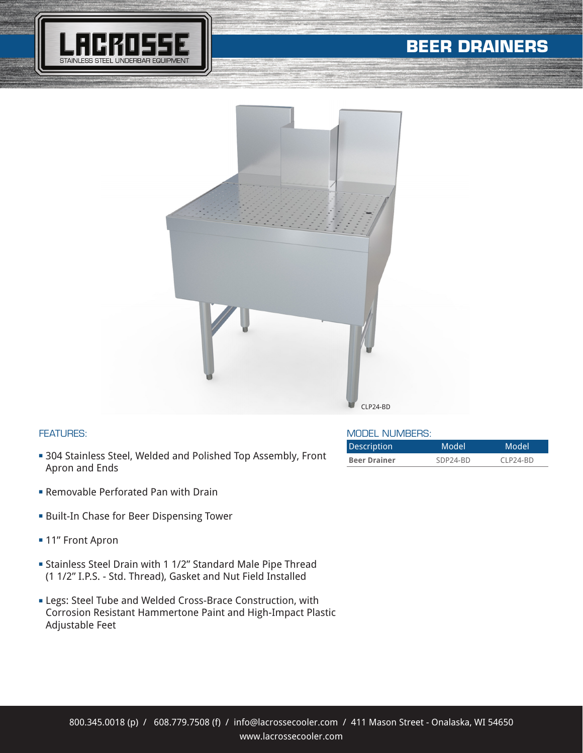LACROSSE
STAINLESS STEEL UNDERBAR EQUIPMENT

# BEER DRAINERS

CLP24-BD

## FEATURES:

- 304 Stainless Steel, Welded and Polished Top Assembly, Front Apron and Ends
- Removable Perforated Pan with Drain
- Built-In Chase for Beer Dispensing Tower
- 11" Front Apron
- Stainless Steel Drain with 1 1/2" Standard Male Pipe Thread (1 1/2" I.P.S. - Std. Thread), Gasket and Nut Field Installed
- Legs: Steel Tube and Welded Cross-Brace Construction, with Corrosion Resistant Hammertone Paint and High-Impact Plastic Adjustable Feet

## MODEL NUMBERS:

| Description | Model | Model |
| --- | --- | --- |
| **Beer Drainer** | SDP24-BD | CLP24-BD |

800.345.0018 (p) / 608.779.7508 (f) / info@lacrossecooler.com / 411 Mason Street - Onalaska, WI 54650
www.lacrossecooler.com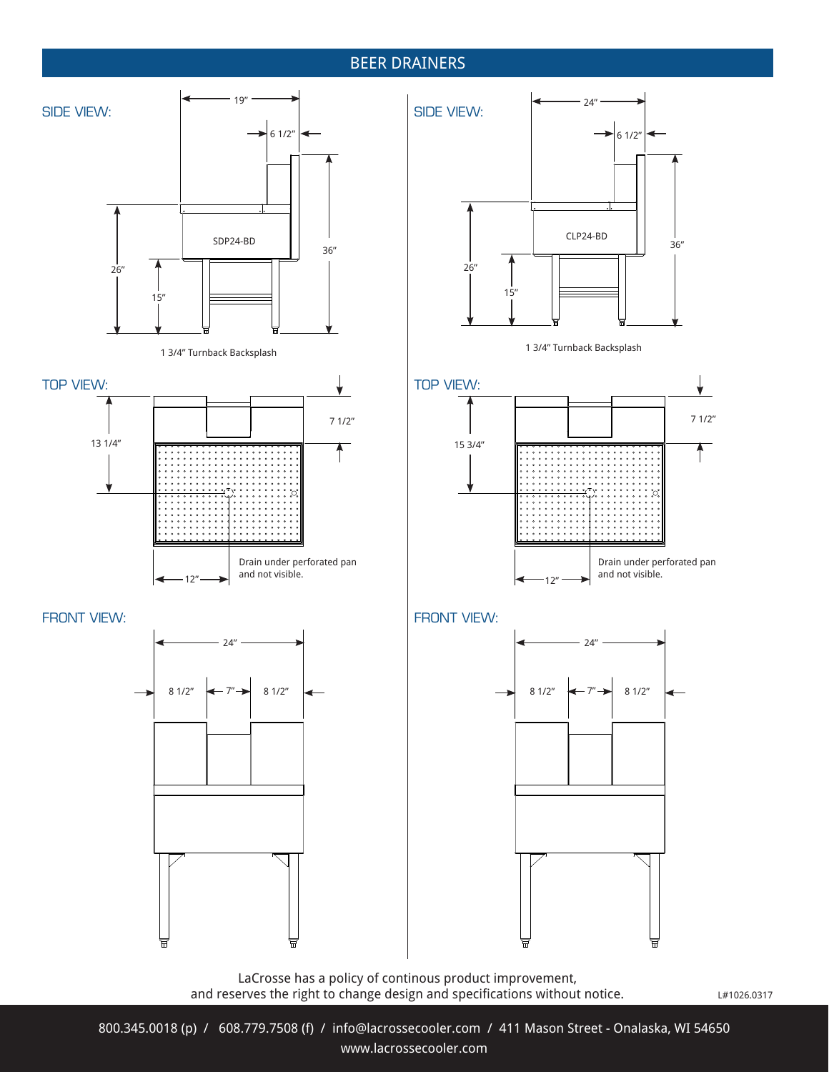## BEER DRAINERS

### SIDE VIEW:

19"

6 1/2"

SDP24-BD

26"

15"

36"

1 3/4" Turnback Backsplash

### TOP VIEW:

13 1/4"

7 1/2"

12"

Drain under perforated pan and not visible.

### FRONT VIEW:

24"

8 1/2"

7"

8 1/2"

### SIDE VIEW:

24"

6 1/2"

CLP24-BD

26"

15"

36"

1 3/4" Turnback Backsplash

### TOP VIEW:

15 3/4"

7 1/2"

12"

Drain under perforated pan and not visible.

### FRONT VIEW:

24"

8 1/2"

7"

8 1/2"

LaCrosse has a policy of continous product improvement, and reserves the right to change design and specifications without notice.

L#1026.0317

800.345.0018 (p) / 608.779.7508 (f) / info@lacrossecooler.com / 411 Mason Street - Onalaska, WI 54650
www.lacrossecooler.com